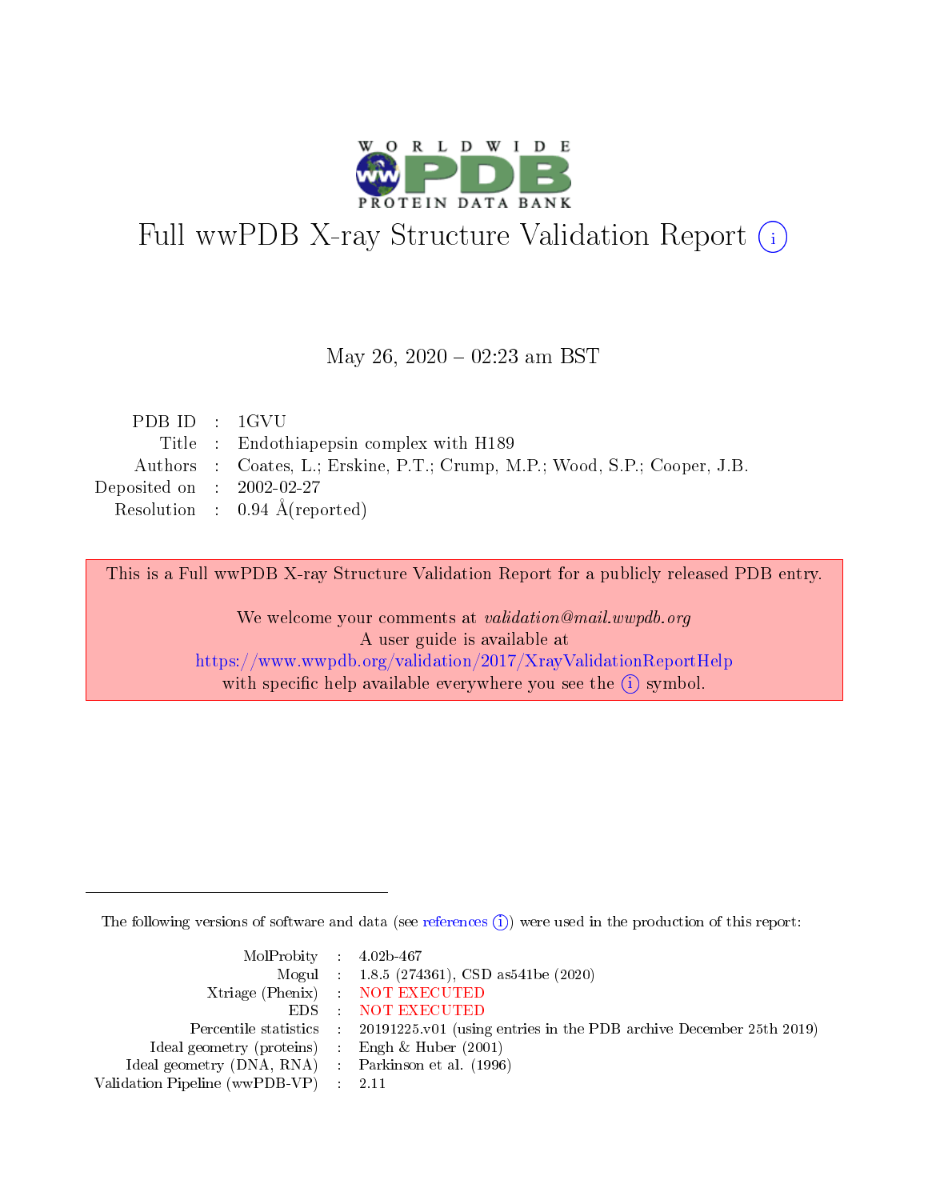# Full wwPDB X-ray Structure Validation Report (i)

May 26, 2020 – 02:23 am BST

| | | |
|---|---|---|
| PDB ID | : | 1GVU |
| Title | : | Endothiapepsin complex with H189 |
| Authors | : | Coates, L.; Erskine, P.T.; Crump, M.P.; Wood, S.P.; Cooper, J.B. |
| Deposited on | : | 2002-02-27 |
| Resolution | : | 0.94 Å(reported) |

This is a Full wwPDB X-ray Structure Validation Report for a publicly released PDB entry.

We welcome your comments at *validation@mail.wwpdb.org*
A user guide is available at
https://www.wwpdb.org/validation/2017/XrayValidationReportHelp
with specific help available everywhere you see the (i) symbol.

---

The following versions of software and data (see references (i)) were used in the production of this report:

| | | |
|---|---|---|
| MolProbity | : | 4.02b-467 |
| Mogul | : | 1.8.5 (274361), CSD as541be (2020) |
| Xtriage (Phenix) | : | NOT EXECUTED |
| EDS | : | NOT EXECUTED |
| Percentile statistics | : | 20191225.v01 (using entries in the PDB archive December 25th 2019) |
| Ideal geometry (proteins) | : | Engh & Huber (2001) |
| Ideal geometry (DNA, RNA) | : | Parkinson et al. (1996) |
| Validation Pipeline (wwPDB-VP) | : | 2.11 |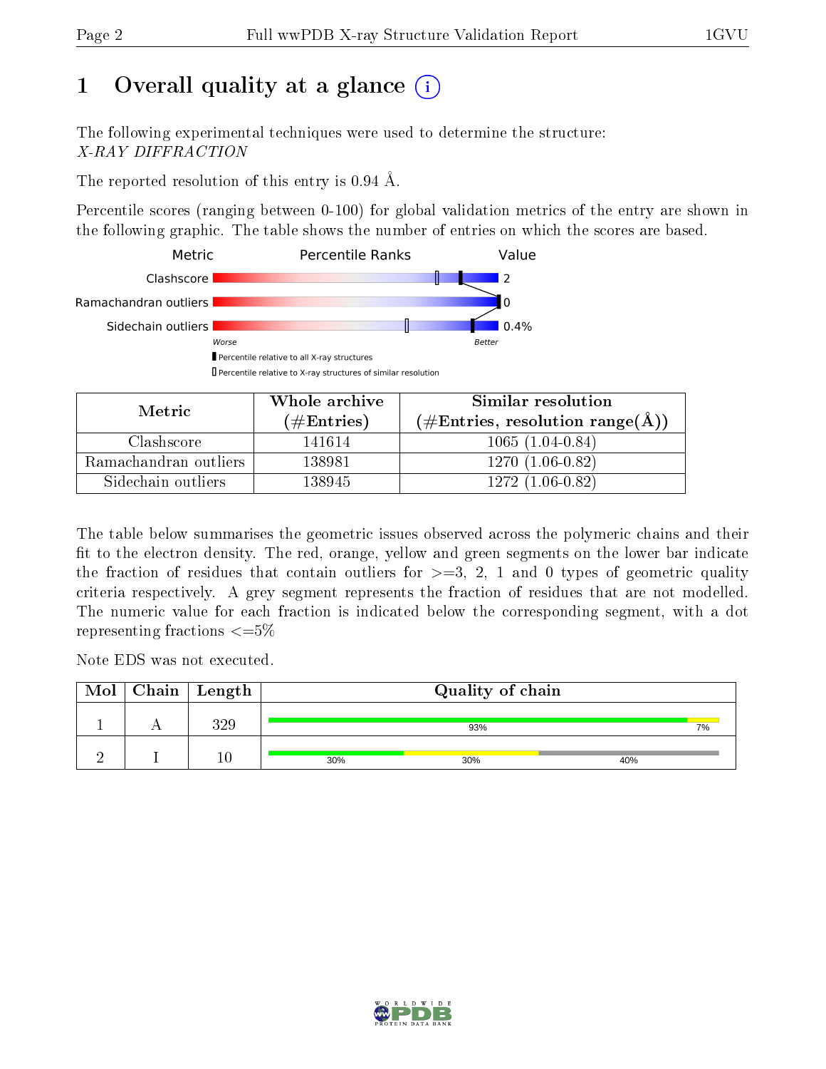# 1 Overall quality at a glance

The following experimental techniques were used to determine the structure:
*X-RAY DIFFRACTION*

The reported resolution of this entry is 0.94 Å.

Percentile scores (ranging between 0-100) for global validation metrics of the entry are shown in the following graphic. The table shows the number of entries on which the scores are based.

| Metric | Value |
|---|---|
| Clashscore | 2 |
| Ramachandran outliers | 0 |
| Sidechain outliers | 0.4% |

| Metric | Whole archive (#Entries) | Similar resolution (#Entries, resolution range(Å)) |
|---|---|---|
| Clashscore | 141614 | 1065 (1.04-0.84) |
| Ramachandran outliers | 138981 | 1270 (1.06-0.82) |
| Sidechain outliers | 138945 | 1272 (1.06-0.82) |

The table below summarises the geometric issues observed across the polymeric chains and their fit to the electron density. The red, orange, yellow and green segments on the lower bar indicate the fraction of residues that contain outliers for >=3, 2, 1 and 0 types of geometric quality criteria respectively. A grey segment represents the fraction of residues that are not modelled. The numeric value for each fraction is indicated below the corresponding segment, with a dot representing fractions <=5%

Note EDS was not executed.

| Mol | Chain | Length | Quality of chain |
|---|---|---|---|
| 1 | A | 329 | 93% · 7% |
| 2 | I | 10 | 30% · 30% · 40% |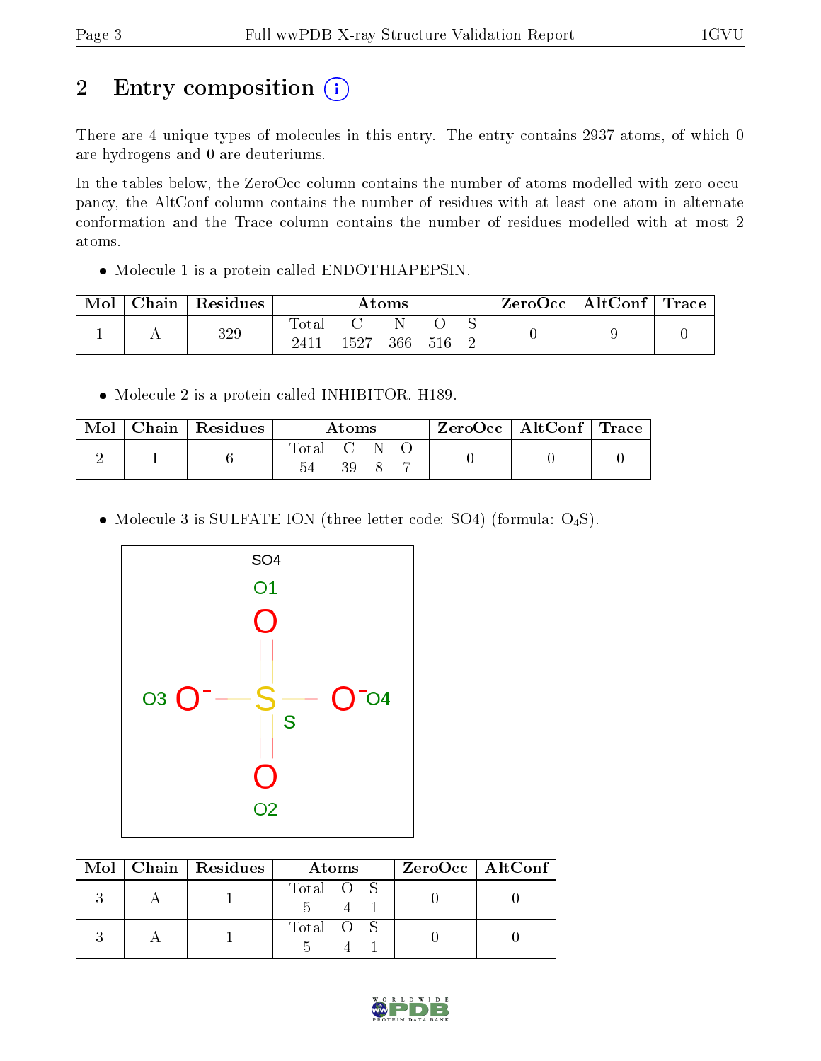# 2 Entry composition

There are 4 unique types of molecules in this entry. The entry contains 2937 atoms, of which 0 are hydrogens and 0 are deuteriums.

In the tables below, the ZeroOcc column contains the number of atoms modelled with zero occupancy, the AltConf column contains the number of residues with at least one atom in alternate conformation and the Trace column contains the number of residues modelled with at most 2 atoms.

- Molecule 1 is a protein called ENDOTHIAPEPSIN.

| Mol | Chain | Residues | Atoms | | | | | ZeroOcc | AltConf | Trace |
|---|---|---|---|---|---|---|---|---|---|---|
| | | | Total | C | N | O | S | | | |
| 1 | A | 329 | 2411 | 1527 | 366 | 516 | 2 | 0 | 9 | 0 |

- Molecule 2 is a protein called INHIBITOR, H189.

| Mol | Chain | Residues | Atoms | | | | ZeroOcc | AltConf | Trace |
|---|---|---|---|---|---|---|---|---|---|
| | | | Total | C | N | O | | | |
| 2 | I | 6 | 54 | 39 | 8 | 7 | 0 | 0 | 0 |

- Molecule 3 is SULFATE ION (three-letter code: SO4) (formula: $O_4S$).

| Mol | Chain | Residues | Atoms | | | ZeroOcc | AltConf |
|---|---|---|---|---|---|---|---|
| | | | Total | O | S | | |
| 3 | A | 1 | 5 | 4 | 1 | 0 | 0 |
| 3 | A | 1 | 5 | 4 | 1 | 0 | 0 |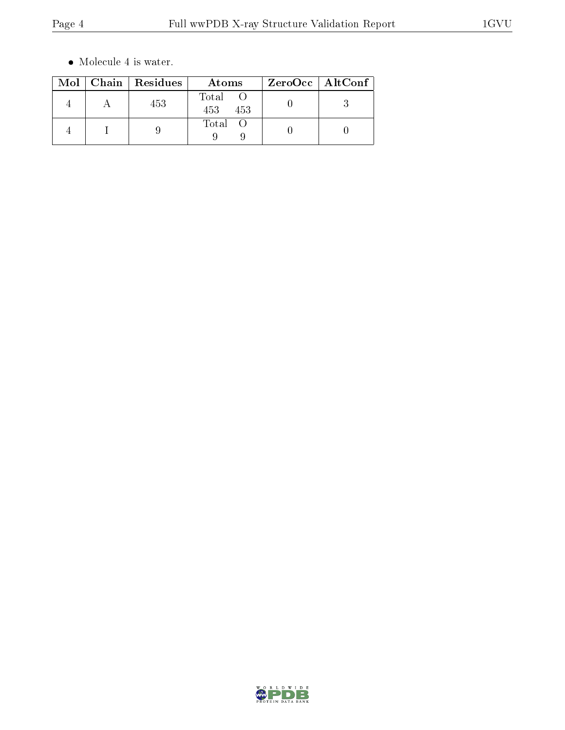- Molecule 4 is water.

| Mol | Chain | Residues | Atoms | ZeroOcc | AltConf |
|---|---|---|---|---|---|
| 4 | A | 453 | Total O<br>453 453 | 0 | 3 |
| 4 | I | 9 | Total O<br>9 9 | 0 | 0 |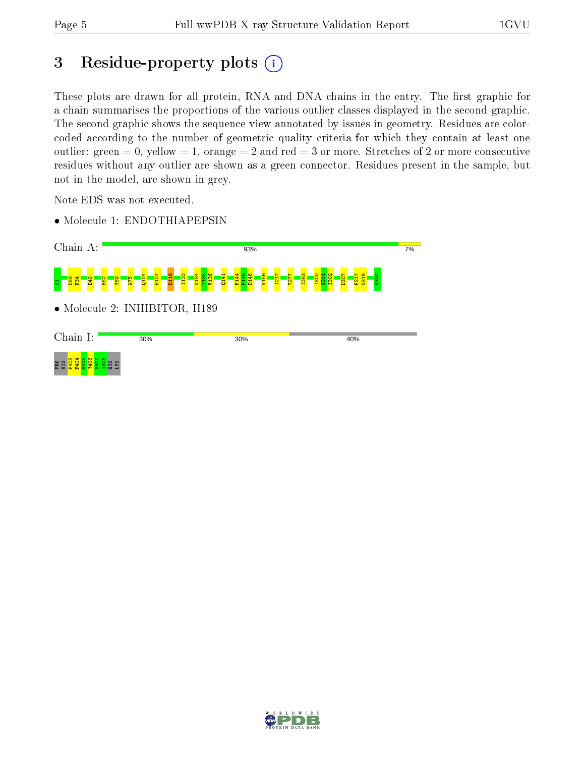# 3 Residue-property plots

These plots are drawn for all protein, RNA and DNA chains in the entry. The first graphic for a chain summarises the proportions of the various outlier classes displayed in the second graphic. The second graphic shows the sequence view annotated by issues in geometry. Residues are color-coded according to the number of geometric quality criteria for which they contain at least one outlier: green = 0, yellow = 1, orange = 2 and red = 3 or more. Stretches of 2 or more consecutive residues without any outlier are shown as a green connector. Residues present in the sample, but not in the model, are shown in grey.

Note EDS was not executed.

- Molecule 1: ENDOTHIAPEPSIN

Chain A: 93% 7%

S1 D33 F34 D40 E52 Y59 W75 Q104 E107 D119 I122 N134 T135 V136 Q141 F144 F145 D146 V156 I217 Y277 I283 I300 G301 I302 D307 F317 N318 K330

- Molecule 2: INHIBITOR, H189

Chain I: 30% 30% 40%

PRO HIS P403 F404 H405 ?406 V407 I408 HIS LYS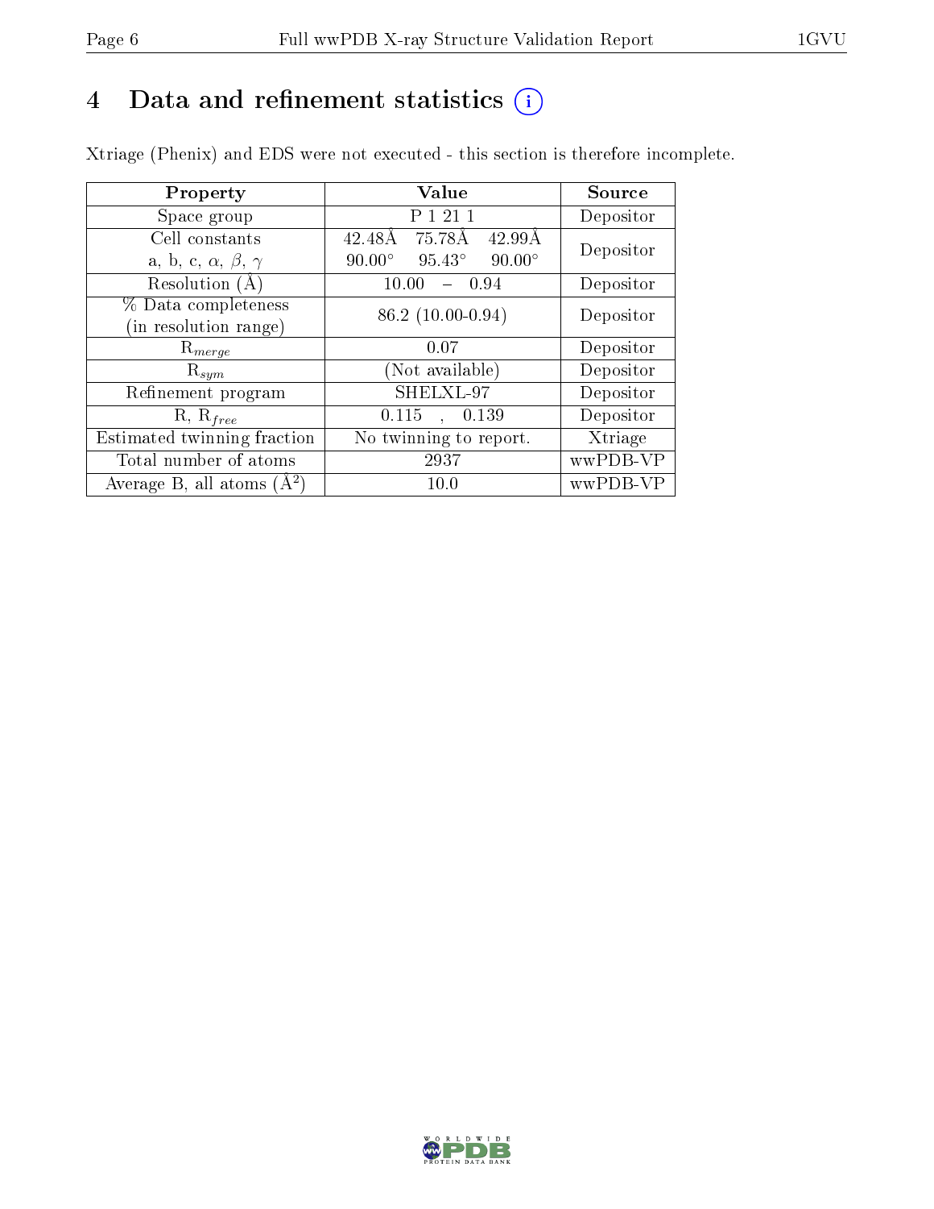# 4 Data and refinement statistics (i)

Xtriage (Phenix) and EDS were not executed - this section is therefore incomplete.

| Property | Value | Source |
|---|---|---|
| Space group | P 1 21 1 | Depositor |
| Cell constants<br>a, b, c, $\alpha$, $\beta$, $\gamma$ | 42.48Å 75.78Å 42.99Å<br>90.00° 95.43° 90.00° | Depositor |
| Resolution (Å) | 10.00 – 0.94 | Depositor |
| % Data completeness<br>(in resolution range) | 86.2 (10.00-0.94) | Depositor |
| $R_{merge}$ | 0.07 | Depositor |
| $R_{sym}$ | (Not available) | Depositor |
| Refinement program | SHELXL-97 | Depositor |
| R, $R_{free}$ | 0.115 , 0.139 | Depositor |
| Estimated twinning fraction | No twinning to report. | Xtriage |
| Total number of atoms | 2937 | wwPDB-VP |
| Average B, all atoms (Å$^2$) | 10.0 | wwPDB-VP |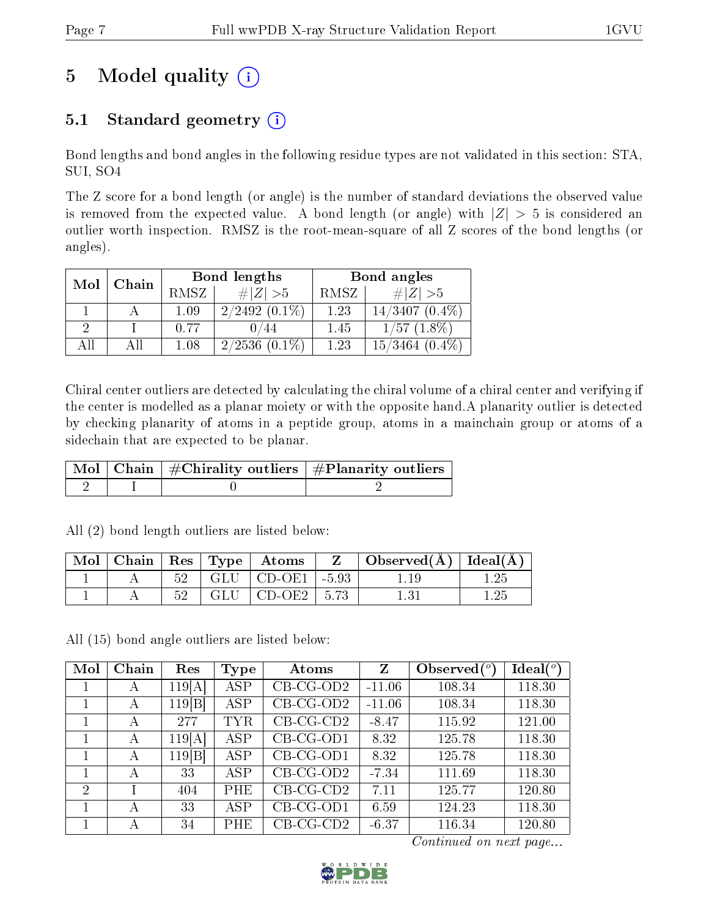# 5 Model quality

## 5.1 Standard geometry

Bond lengths and bond angles in the following residue types are not validated in this section: STA, SUI, SO4

The Z score for a bond length (or angle) is the number of standard deviations the observed value is removed from the expected value. A bond length (or angle) with $|Z| > 5$ is considered an outlier worth inspection. RMSZ is the root-mean-square of all Z scores of the bond lengths (or angles).

| Mol | Chain | Bond lengths | | Bond angles | |
|---|---|---|---|---|---|
| | | RMSZ | #\|Z\| >5 | RMSZ | #\|Z\| >5 |
| 1 | A | 1.09 | 2/2492 (0.1%) | 1.23 | 14/3407 (0.4%) |
| 2 | I | 0.77 | 0/44 | 1.45 | 1/57 (1.8%) |
| All | All | 1.08 | 2/2536 (0.1%) | 1.23 | 15/3464 (0.4%) |

Chiral center outliers are detected by calculating the chiral volume of a chiral center and verifying if the center is modelled as a planar moiety or with the opposite hand.A planarity outlier is detected by checking planarity of atoms in a peptide group, atoms in a mainchain group or atoms of a sidechain that are expected to be planar.

| Mol | Chain | #Chirality outliers | #Planarity outliers |
|---|---|---|---|
| 2 | I | 0 | 2 |

All (2) bond length outliers are listed below:

| Mol | Chain | Res | Type | Atoms | Z | Observed(Å) | Ideal(Å) |
|---|---|---|---|---|---|---|---|
| 1 | A | 52 | GLU | CD-OE1 | -5.93 | 1.19 | 1.25 |
| 1 | A | 52 | GLU | CD-OE2 | 5.73 | 1.31 | 1.25 |

All (15) bond angle outliers are listed below:

| Mol | Chain | Res | Type | Atoms | Z | Observed(°) | Ideal(°) |
|---|---|---|---|---|---|---|---|
| 1 | A | 119[A] | ASP | CB-CG-OD2 | -11.06 | 108.34 | 118.30 |
| 1 | A | 119[B] | ASP | CB-CG-OD2 | -11.06 | 108.34 | 118.30 |
| 1 | A | 277 | TYR | CB-CG-CD2 | -8.47 | 115.92 | 121.00 |
| 1 | A | 119[A] | ASP | CB-CG-OD1 | 8.32 | 125.78 | 118.30 |
| 1 | A | 119[B] | ASP | CB-CG-OD1 | 8.32 | 125.78 | 118.30 |
| 1 | A | 33 | ASP | CB-CG-OD2 | -7.34 | 111.69 | 118.30 |
| 2 | I | 404 | PHE | CB-CG-CD2 | 7.11 | 125.77 | 120.80 |
| 1 | A | 33 | ASP | CB-CG-OD1 | 6.59 | 124.23 | 118.30 |
| 1 | A | 34 | PHE | CB-CG-CD2 | -6.37 | 116.34 | 120.80 |

*Continued on next page...*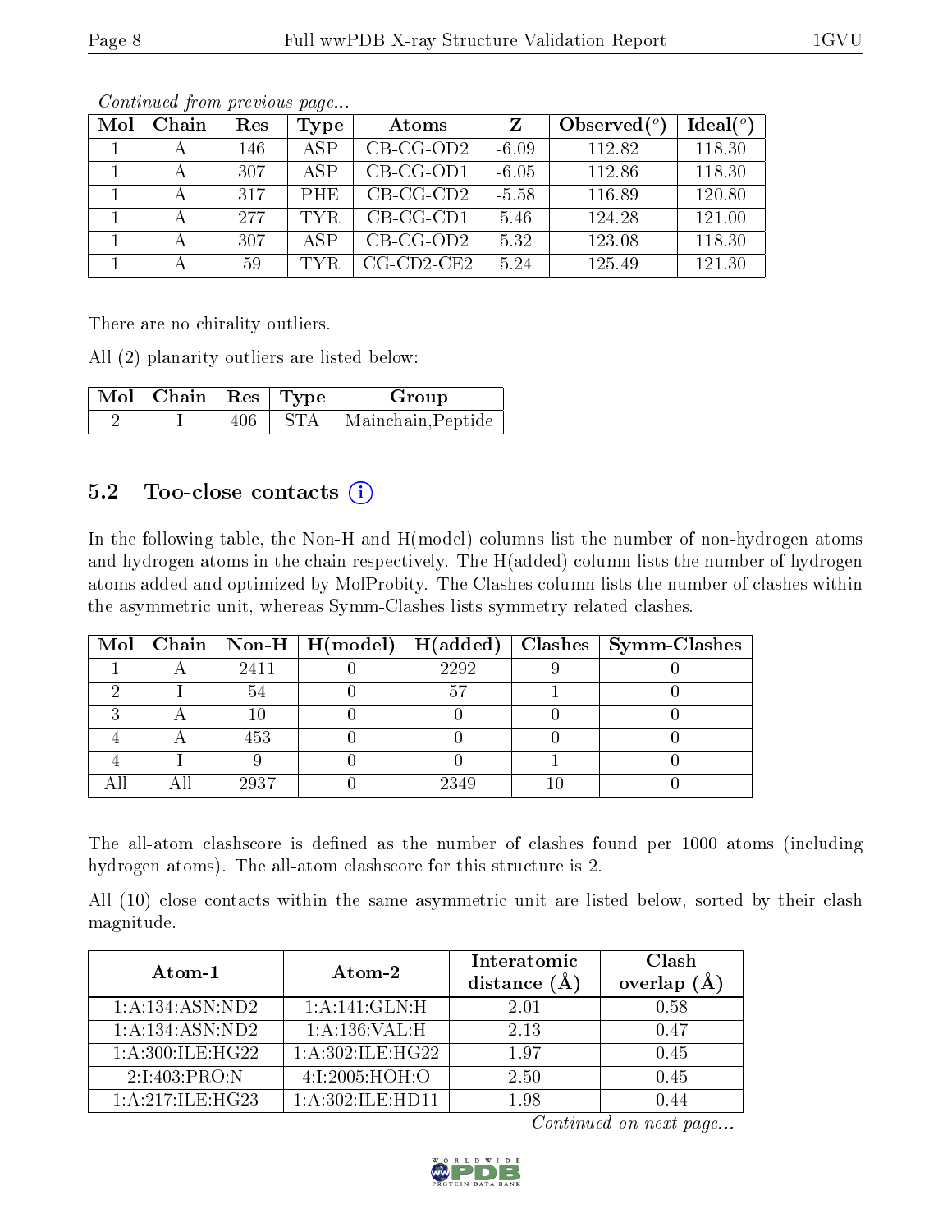*Continued from previous page...*

| Mol | Chain | Res | Type | Atoms | Z | Observed(°) | Ideal(°) |
|---|---|---|---|---|---|---|---|
| 1 | A | 146 | ASP | CB-CG-OD2 | -6.09 | 112.82 | 118.30 |
| 1 | A | 307 | ASP | CB-CG-OD1 | -6.05 | 112.86 | 118.30 |
| 1 | A | 317 | PHE | CB-CG-CD2 | -5.58 | 116.89 | 120.80 |
| 1 | A | 277 | TYR | CB-CG-CD1 | 5.46 | 124.28 | 121.00 |
| 1 | A | 307 | ASP | CB-CG-OD2 | 5.32 | 123.08 | 118.30 |
| 1 | A | 59 | TYR | CG-CD2-CE2 | 5.24 | 125.49 | 121.30 |

There are no chirality outliers.

All (2) planarity outliers are listed below:

| Mol | Chain | Res | Type | Group |
|---|---|---|---|---|
| 2 | I | 406 | STA | Mainchain,Peptide |

## 5.2 Too-close contacts

In the following table, the Non-H and H(model) columns list the number of non-hydrogen atoms and hydrogen atoms in the chain respectively. The H(added) column lists the number of hydrogen atoms added and optimized by MolProbity. The Clashes column lists the number of clashes within the asymmetric unit, whereas Symm-Clashes lists symmetry related clashes.

| Mol | Chain | Non-H | H(model) | H(added) | Clashes | Symm-Clashes |
|---|---|---|---|---|---|---|
| 1 | A | 2411 | 0 | 2292 | 9 | 0 |
| 2 | I | 54 | 0 | 57 | 1 | 0 |
| 3 | A | 10 | 0 | 0 | 0 | 0 |
| 4 | A | 453 | 0 | 0 | 0 | 0 |
| 4 | I | 9 | 0 | 0 | 1 | 0 |
| All | All | 2937 | 0 | 2349 | 10 | 0 |

The all-atom clashscore is defined as the number of clashes found per 1000 atoms (including hydrogen atoms). The all-atom clashscore for this structure is 2.

All (10) close contacts within the same asymmetric unit are listed below, sorted by their clash magnitude.

| Atom-1 | Atom-2 | Interatomic distance (Å) | Clash overlap (Å) |
|---|---|---|---|
| 1:A:134:ASN:ND2 | 1:A:141:GLN:H | 2.01 | 0.58 |
| 1:A:134:ASN:ND2 | 1:A:136:VAL:H | 2.13 | 0.47 |
| 1:A:300:ILE:HG22 | 1:A:302:ILE:HG22 | 1.97 | 0.45 |
| 2:I:403:PRO:N | 4:I:2005:HOH:O | 2.50 | 0.45 |
| 1:A:217:ILE:HG23 | 1:A:302:ILE:HD11 | 1.98 | 0.44 |

*Continued on next page...*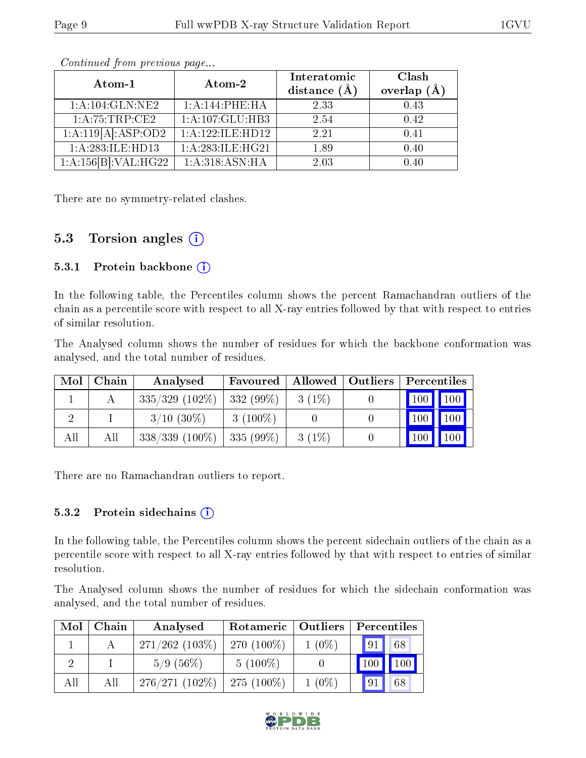*Continued from previous page...*

| Atom-1 | Atom-2 | Interatomic distance (Å) | Clash overlap (Å) |
|---|---|---|---|
| 1:A:104:GLN:NE2 | 1:A:144:PHE:HA | 2.33 | 0.43 |
| 1:A:75:TRP:CE2 | 1:A:107:GLU:HB3 | 2.54 | 0.42 |
| 1:A:119[A]:ASP:OD2 | 1:A:122:ILE:HD12 | 2.21 | 0.41 |
| 1:A:283:ILE:HD13 | 1:A:283:ILE:HG21 | 1.89 | 0.40 |
| 1:A:156[B]:VAL:HG22 | 1:A:318:ASN:HA | 2.03 | 0.40 |

There are no symmetry-related clashes.

## 5.3 Torsion angles

### 5.3.1 Protein backbone

In the following table, the Percentiles column shows the percent Ramachandran outliers of the chain as a percentile score with respect to all X-ray entries followed by that with respect to entries of similar resolution.

The Analysed column shows the number of residues for which the backbone conformation was analysed, and the total number of residues.

| Mol | Chain | Analysed | Favoured | Allowed | Outliers | Percentiles | |
|---|---|---|---|---|---|---|---|
| 1 | A | 335/329 (102%) | 332 (99%) | 3 (1%) | 0 | 100 | 100 |
| 2 | I | 3/10 (30%) | 3 (100%) | 0 | 0 | 100 | 100 |
| All | All | 338/339 (100%) | 335 (99%) | 3 (1%) | 0 | 100 | 100 |

There are no Ramachandran outliers to report.

### 5.3.2 Protein sidechains

In the following table, the Percentiles column shows the percent sidechain outliers of the chain as a percentile score with respect to all X-ray entries followed by that with respect to entries of similar resolution.

The Analysed column shows the number of residues for which the sidechain conformation was analysed, and the total number of residues.

| Mol | Chain | Analysed | Rotameric | Outliers | Percentiles | |
|---|---|---|---|---|---|---|
| 1 | A | 271/262 (103%) | 270 (100%) | 1 (0%) | 91 | 68 |
| 2 | I | 5/9 (56%) | 5 (100%) | 0 | 100 | 100 |
| All | All | 276/271 (102%) | 275 (100%) | 1 (0%) | 91 | 68 |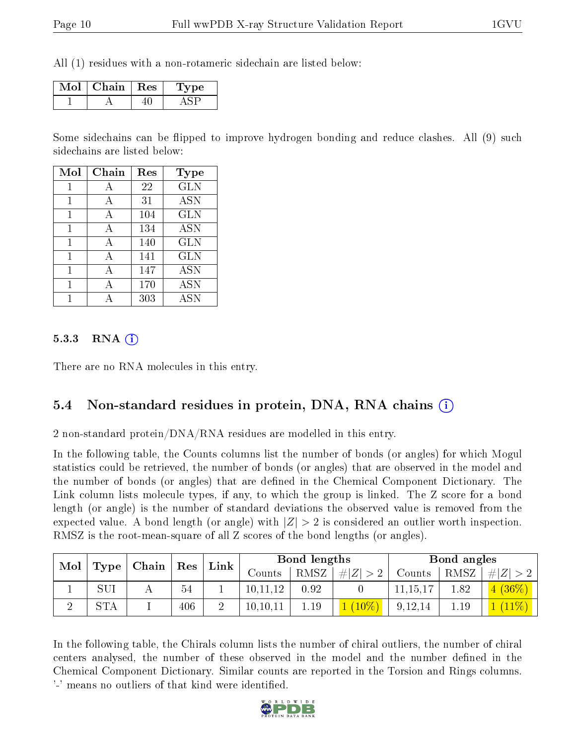All (1) residues with a non-rotameric sidechain are listed below:

| Mol | Chain | Res | Type |
|---|---|---|---|
| 1 | A | 40 | ASP |

Some sidechains can be flipped to improve hydrogen bonding and reduce clashes. All (9) such sidechains are listed below:

| Mol | Chain | Res | Type |
|---|---|---|---|
| 1 | A | 22 | GLN |
| 1 | A | 31 | ASN |
| 1 | A | 104 | GLN |
| 1 | A | 134 | ASN |
| 1 | A | 140 | GLN |
| 1 | A | 141 | GLN |
| 1 | A | 147 | ASN |
| 1 | A | 170 | ASN |
| 1 | A | 303 | ASN |

#### 5.3.3 RNA

There are no RNA molecules in this entry.

### 5.4 Non-standard residues in protein, DNA, RNA chains

2 non-standard protein/DNA/RNA residues are modelled in this entry.

In the following table, the Counts columns list the number of bonds (or angles) for which Mogul statistics could be retrieved, the number of bonds (or angles) that are observed in the model and the number of bonds (or angles) that are defined in the Chemical Component Dictionary. The Link column lists molecule types, if any, to which the group is linked. The Z score for a bond length (or angle) is the number of standard deviations the observed value is removed from the expected value. A bond length (or angle) with $|Z| > 2$ is considered an outlier worth inspection. RMSZ is the root-mean-square of all Z scores of the bond lengths (or angles).

| Mol | Type | Chain | Res | Link | Bond lengths | | | Bond angles | | |
|---|---|---|---|---|---|---|---|---|---|---|
| | | | | | Counts | RMSZ | $\#\|Z\| > 2$ | Counts | RMSZ | $\#\|Z\| > 2$ |
| 1 | SUI | A | 54 | 1 | 10,11,12 | 0.92 | 0 | 11,15,17 | 1.82 | 4 (36%) |
| 2 | STA | I | 406 | 2 | 10,10,11 | 1.19 | 1 (10%) | 9,12,14 | 1.19 | 1 (11%) |

In the following table, the Chirals column lists the number of chiral outliers, the number of chiral centers analysed, the number of these observed in the model and the number defined in the Chemical Component Dictionary. Similar counts are reported in the Torsion and Rings columns. '-' means no outliers of that kind were identified.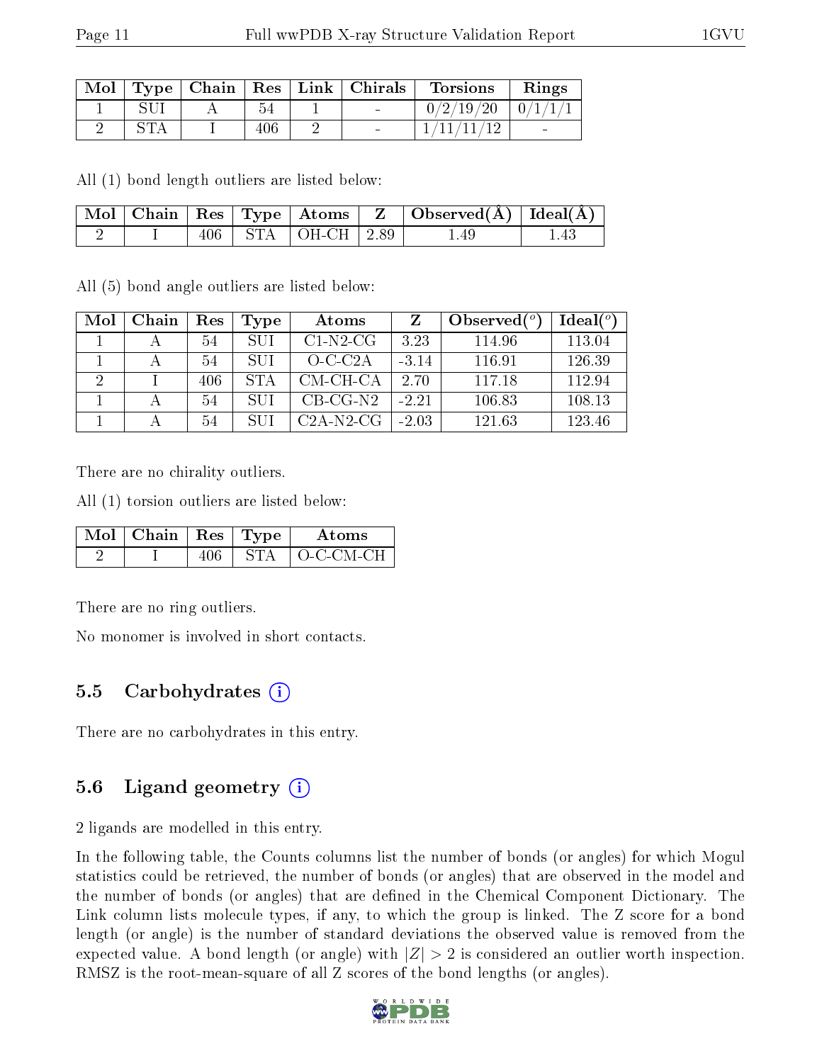| Mol | Type | Chain | Res | Link | Chirals | Torsions | Rings |
|---|---|---|---|---|---|---|---|
| 1 | SUI | A | 54 | 1 | - | 0/2/19/20 | 0/1/1/1 |
| 2 | STA | I | 406 | 2 | - | 1/11/11/12 | - |

All (1) bond length outliers are listed below:

| Mol | Chain | Res | Type | Atoms | Z | Observed(Å) | Ideal(Å) |
|---|---|---|---|---|---|---|---|
| 2 | I | 406 | STA | OH-CH | 2.89 | 1.49 | 1.43 |

All (5) bond angle outliers are listed below:

| Mol | Chain | Res | Type | Atoms | Z | Observed($^o$) | Ideal($^o$) |
|---|---|---|---|---|---|---|---|
| 1 | A | 54 | SUI | C1-N2-CG | 3.23 | 114.96 | 113.04 |
| 1 | A | 54 | SUI | O-C-C2A | -3.14 | 116.91 | 126.39 |
| 2 | I | 406 | STA | CM-CH-CA | 2.70 | 117.18 | 112.94 |
| 1 | A | 54 | SUI | CB-CG-N2 | -2.21 | 106.83 | 108.13 |
| 1 | A | 54 | SUI | C2A-N2-CG | -2.03 | 121.63 | 123.46 |

There are no chirality outliers.

All (1) torsion outliers are listed below:

| Mol | Chain | Res | Type | Atoms |
|---|---|---|---|---|
| 2 | I | 406 | STA | O-C-CM-CH |

There are no ring outliers.

No monomer is involved in short contacts.

## 5.5 Carbohydrates

There are no carbohydrates in this entry.

## 5.6 Ligand geometry

2 ligands are modelled in this entry.

In the following table, the Counts columns list the number of bonds (or angles) for which Mogul statistics could be retrieved, the number of bonds (or angles) that are observed in the model and the number of bonds (or angles) that are defined in the Chemical Component Dictionary. The Link column lists molecule types, if any, to which the group is linked. The Z score for a bond length (or angle) is the number of standard deviations the observed value is removed from the expected value. A bond length (or angle) with $|Z| > 2$ is considered an outlier worth inspection. RMSZ is the root-mean-square of all Z scores of the bond lengths (or angles).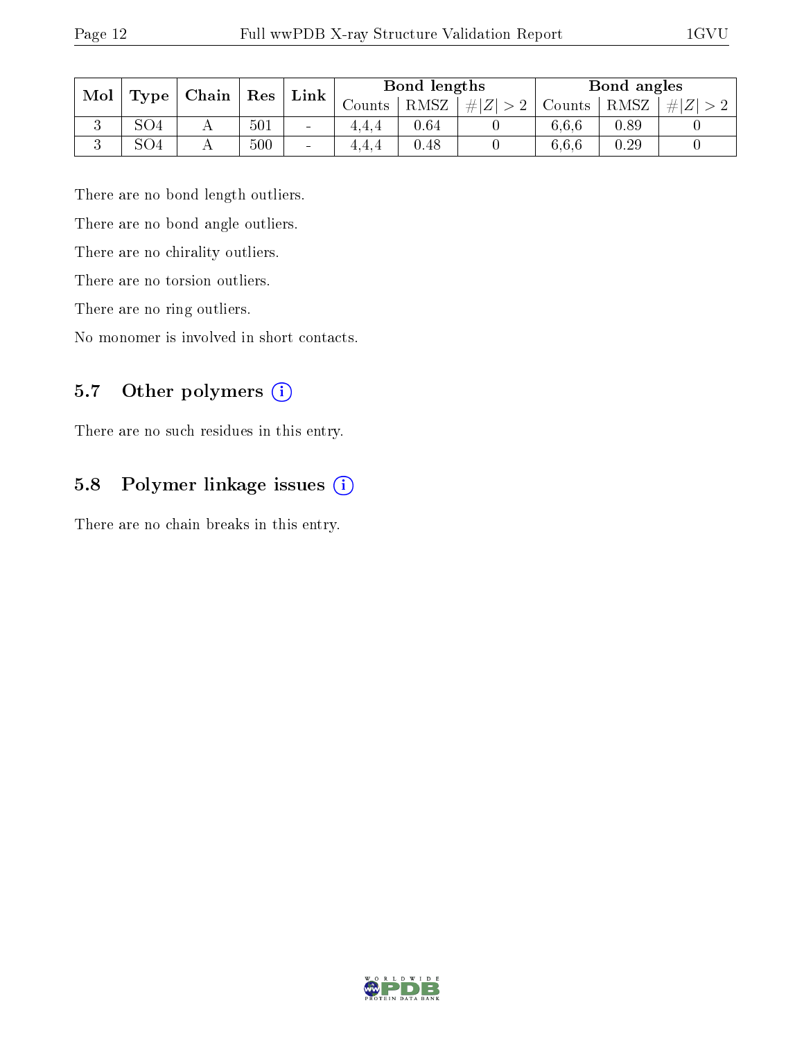| Mol | Type | Chain | Res | Link | Bond lengths | | | Bond angles | | |
|---|---|---|---|---|---|---|---|---|---|---|
| | | | | | Counts | RMSZ | $\#\|Z\| > 2$ | Counts | RMSZ | $\#\|Z\| > 2$ |
| 3 | SO4 | A | 501 | - | 4,4,4 | 0.64 | 0 | 6,6,6 | 0.89 | 0 |
| 3 | SO4 | A | 500 | - | 4,4,4 | 0.48 | 0 | 6,6,6 | 0.29 | 0 |

There are no bond length outliers.

There are no bond angle outliers.

There are no chirality outliers.

There are no torsion outliers.

There are no ring outliers.

No monomer is involved in short contacts.

### 5.7 Other polymers (i)

There are no such residues in this entry.

### 5.8 Polymer linkage issues (i)

There are no chain breaks in this entry.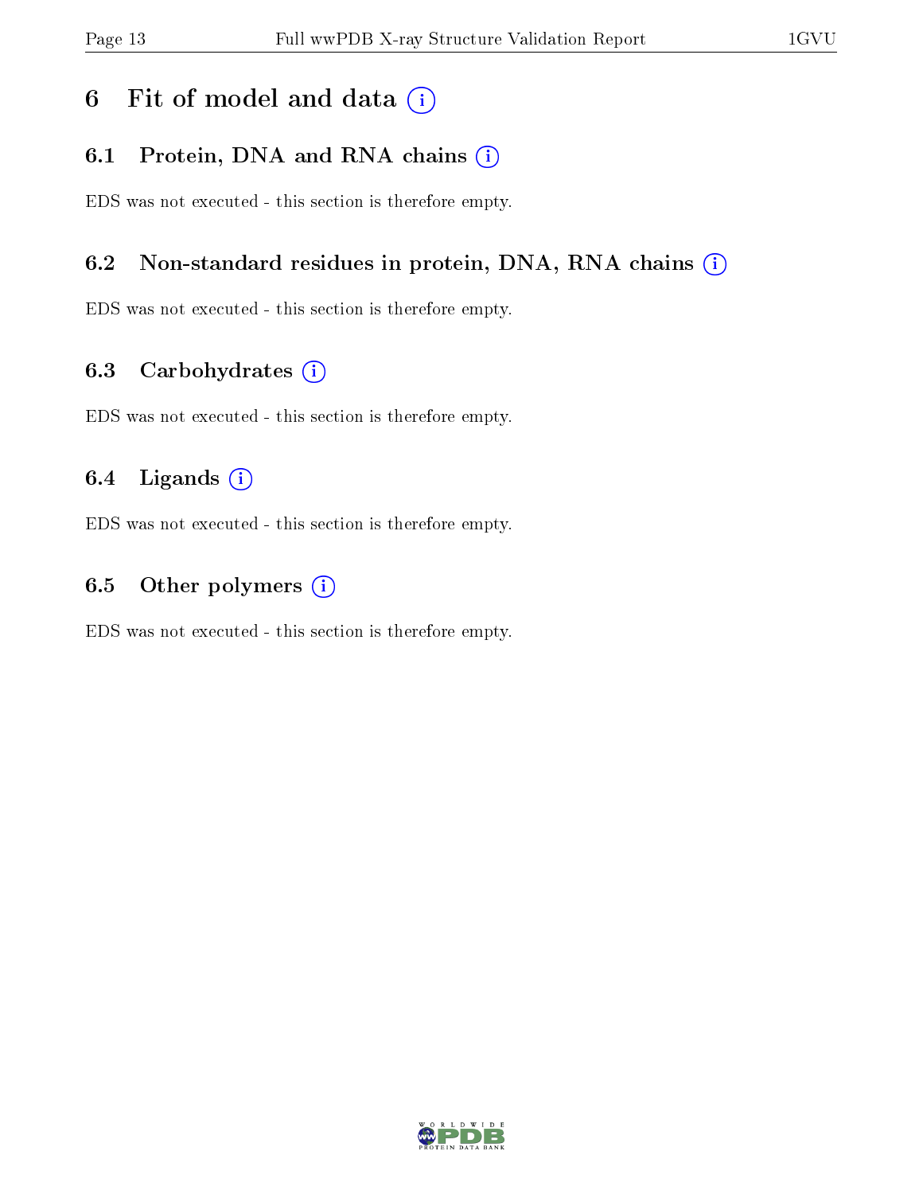# 6 Fit of model and data

## 6.1 Protein, DNA and RNA chains

EDS was not executed - this section is therefore empty.

## 6.2 Non-standard residues in protein, DNA, RNA chains

EDS was not executed - this section is therefore empty.

## 6.3 Carbohydrates

EDS was not executed - this section is therefore empty.

## 6.4 Ligands

EDS was not executed - this section is therefore empty.

## 6.5 Other polymers

EDS was not executed - this section is therefore empty.